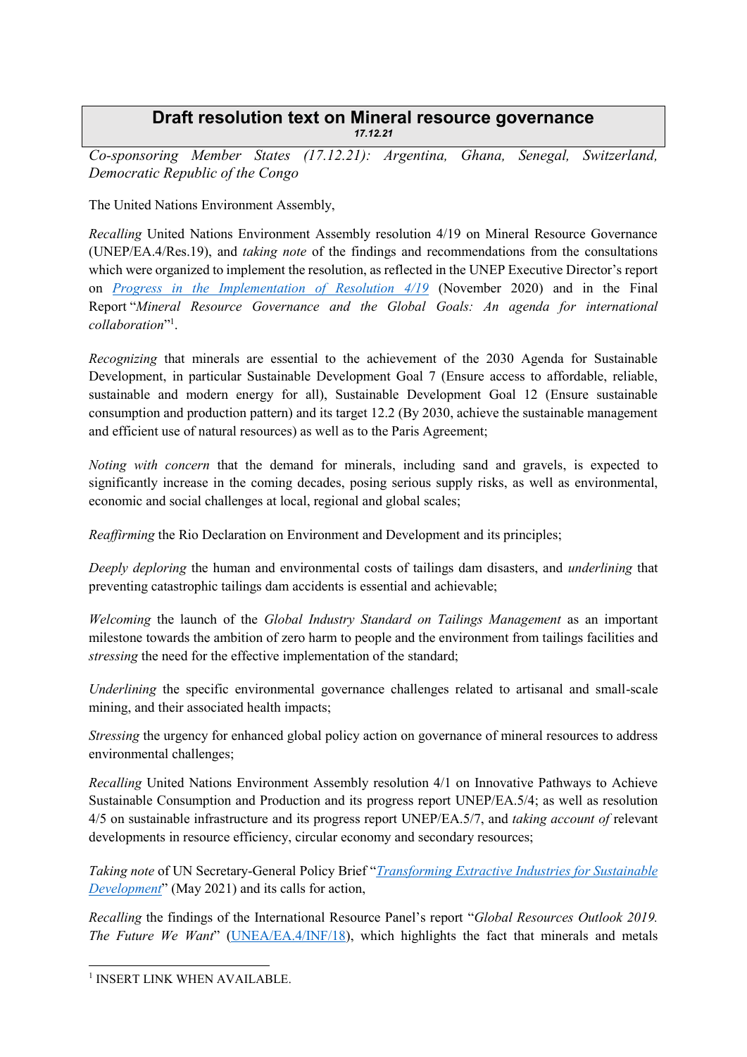# Draft resolution text on Mineral resource governance

***17.12.21***

*Co-sponsoring Member States (17.12.21): Argentina, Ghana, Senegal, Switzerland, Democratic Republic of the Congo*

The United Nations Environment Assembly,

*Recalling* United Nations Environment Assembly resolution 4/19 on Mineral Resource Governance (UNEP/EA.4/Res.19), and *taking note* of the findings and recommendations from the consultations which were organized to implement the resolution, as reflected in the UNEP Executive Director's report on *Progress in the Implementation of Resolution 4/19* (November 2020) and in the Final Report "*Mineral Resource Governance and the Global Goals: An agenda for international collaboration*"[1].

*Recognizing* that minerals are essential to the achievement of the 2030 Agenda for Sustainable Development, in particular Sustainable Development Goal 7 (Ensure access to affordable, reliable, sustainable and modern energy for all), Sustainable Development Goal 12 (Ensure sustainable consumption and production pattern) and its target 12.2 (By 2030, achieve the sustainable management and efficient use of natural resources) as well as to the Paris Agreement;

*Noting with concern* that the demand for minerals, including sand and gravels, is expected to significantly increase in the coming decades, posing serious supply risks, as well as environmental, economic and social challenges at local, regional and global scales;

*Reaffirming* the Rio Declaration on Environment and Development and its principles;

*Deeply deploring* the human and environmental costs of tailings dam disasters, and *underlining* that preventing catastrophic tailings dam accidents is essential and achievable;

*Welcoming* the launch of the *Global Industry Standard on Tailings Management* as an important milestone towards the ambition of zero harm to people and the environment from tailings facilities and *stressing* the need for the effective implementation of the standard;

*Underlining* the specific environmental governance challenges related to artisanal and small-scale mining, and their associated health impacts;

*Stressing* the urgency for enhanced global policy action on governance of mineral resources to address environmental challenges;

*Recalling* United Nations Environment Assembly resolution 4/1 on Innovative Pathways to Achieve Sustainable Consumption and Production and its progress report UNEP/EA.5/4; as well as resolution 4/5 on sustainable infrastructure and its progress report UNEP/EA.5/7, and *taking account of* relevant developments in resource efficiency, circular economy and secondary resources;

*Taking note* of UN Secretary-General Policy Brief "*Transforming Extractive Industries for Sustainable Development*" (May 2021) and its calls for action,

*Recalling* the findings of the International Resource Panel's report "*Global Resources Outlook 2019. The Future We Want*" (UNEA/EA.4/INF/18), which highlights the fact that minerals and metals

---

[1] INSERT LINK WHEN AVAILABLE.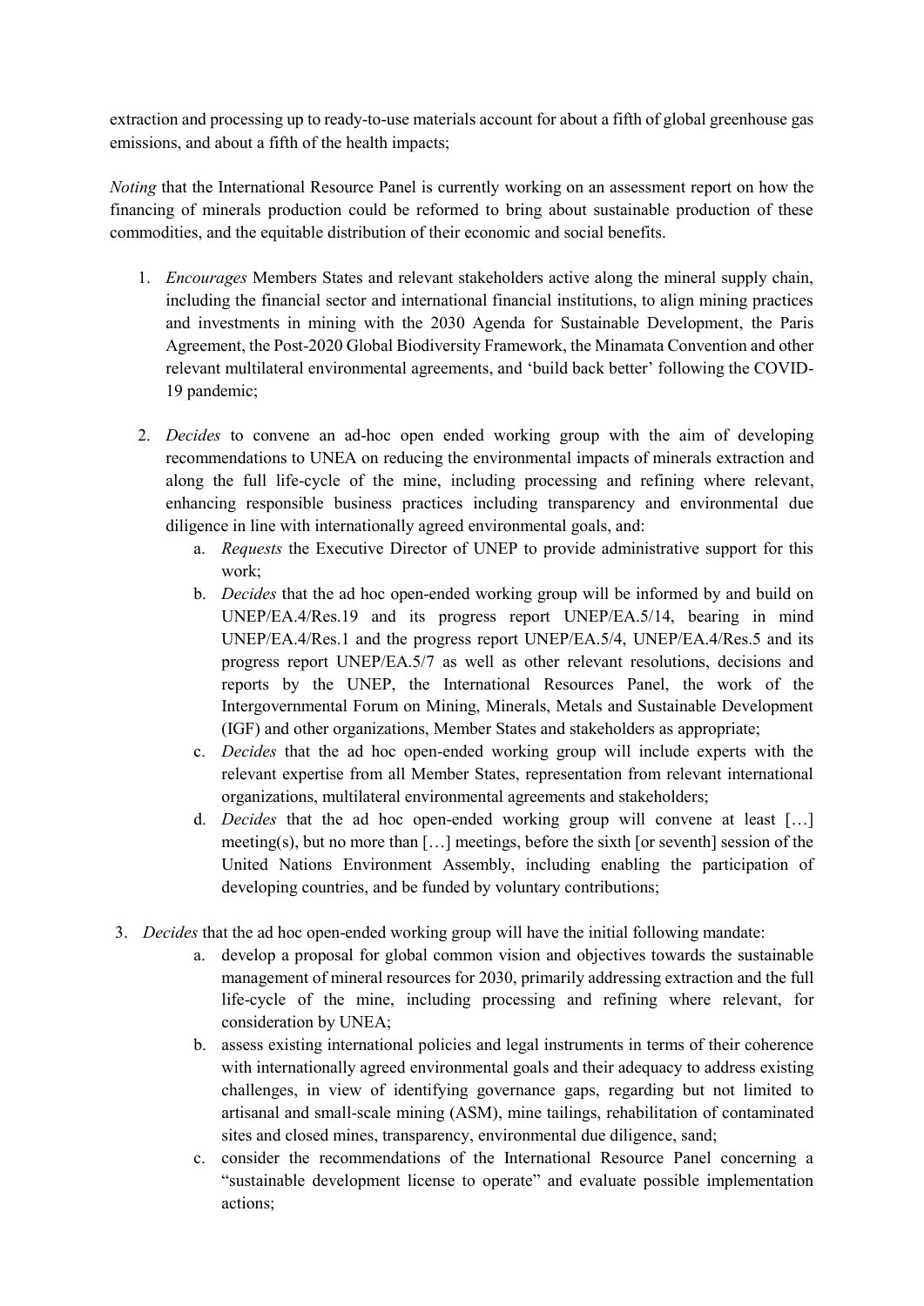extraction and processing up to ready-to-use materials account for about a fifth of global greenhouse gas emissions, and about a fifth of the health impacts;

*Noting* that the International Resource Panel is currently working on an assessment report on how the financing of minerals production could be reformed to bring about sustainable production of these commodities, and the equitable distribution of their economic and social benefits.

1. *Encourages* Members States and relevant stakeholders active along the mineral supply chain, including the financial sector and international financial institutions, to align mining practices and investments in mining with the 2030 Agenda for Sustainable Development, the Paris Agreement, the Post-2020 Global Biodiversity Framework, the Minamata Convention and other relevant multilateral environmental agreements, and 'build back better' following the COVID-19 pandemic;

2. *Decides* to convene an ad-hoc open ended working group with the aim of developing recommendations to UNEA on reducing the environmental impacts of minerals extraction and along the full life-cycle of the mine, including processing and refining where relevant, enhancing responsible business practices including transparency and environmental due diligence in line with internationally agreed environmental goals, and:
   a. *Requests* the Executive Director of UNEP to provide administrative support for this work;
   b. *Decides* that the ad hoc open-ended working group will be informed by and build on UNEP/EA.4/Res.19 and its progress report UNEP/EA.5/14, bearing in mind UNEP/EA.4/Res.1 and the progress report UNEP/EA.5/4, UNEP/EA.4/Res.5 and its progress report UNEP/EA.5/7 as well as other relevant resolutions, decisions and reports by the UNEP, the International Resources Panel, the work of the Intergovernmental Forum on Mining, Minerals, Metals and Sustainable Development (IGF) and other organizations, Member States and stakeholders as appropriate;
   c. *Decides* that the ad hoc open-ended working group will include experts with the relevant expertise from all Member States, representation from relevant international organizations, multilateral environmental agreements and stakeholders;
   d. *Decides* that the ad hoc open-ended working group will convene at least […] meeting(s), but no more than […] meetings, before the sixth [or seventh] session of the United Nations Environment Assembly, including enabling the participation of developing countries, and be funded by voluntary contributions;

3. *Decides* that the ad hoc open-ended working group will have the initial following mandate:
   a. develop a proposal for global common vision and objectives towards the sustainable management of mineral resources for 2030, primarily addressing extraction and the full life-cycle of the mine, including processing and refining where relevant, for consideration by UNEA;
   b. assess existing international policies and legal instruments in terms of their coherence with internationally agreed environmental goals and their adequacy to address existing challenges, in view of identifying governance gaps, regarding but not limited to artisanal and small-scale mining (ASM), mine tailings, rehabilitation of contaminated sites and closed mines, transparency, environmental due diligence, sand;
   c. consider the recommendations of the International Resource Panel concerning a "sustainable development license to operate" and evaluate possible implementation actions;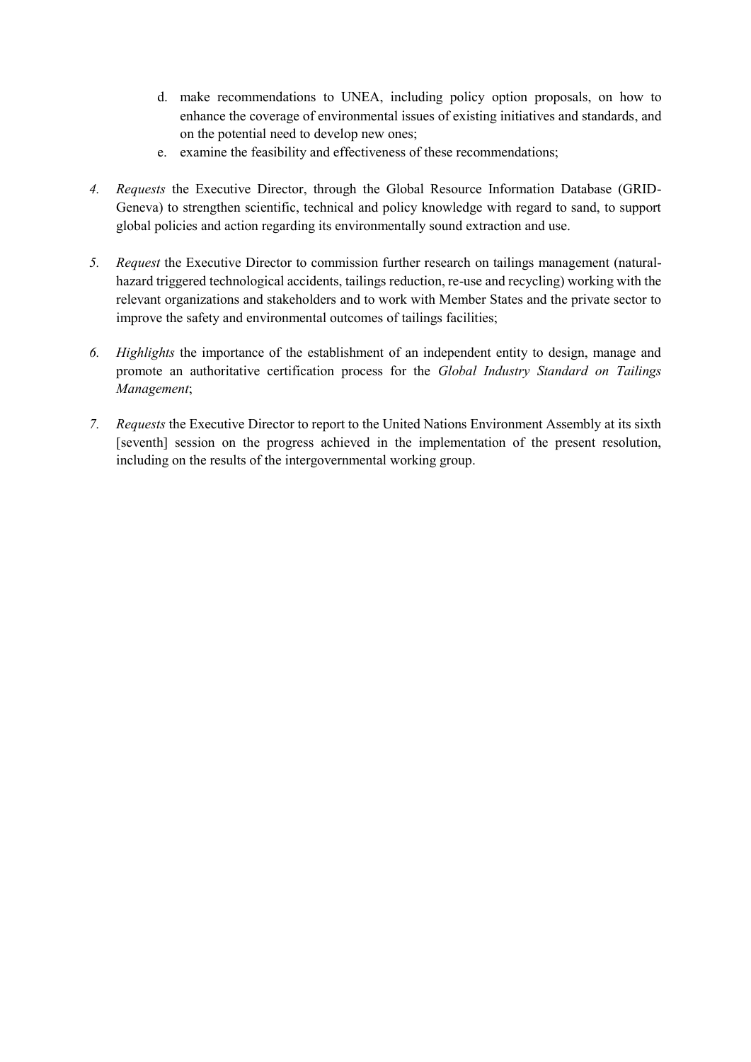d. make recommendations to UNEA, including policy option proposals, on how to enhance the coverage of environmental issues of existing initiatives and standards, and on the potential need to develop new ones;

e. examine the feasibility and effectiveness of these recommendations;

4. *Requests* the Executive Director, through the Global Resource Information Database (GRID-Geneva) to strengthen scientific, technical and policy knowledge with regard to sand, to support global policies and action regarding its environmentally sound extraction and use.

5. *Request* the Executive Director to commission further research on tailings management (natural-hazard triggered technological accidents, tailings reduction, re-use and recycling) working with the relevant organizations and stakeholders and to work with Member States and the private sector to improve the safety and environmental outcomes of tailings facilities;

6. *Highlights* the importance of the establishment of an independent entity to design, manage and promote an authoritative certification process for the *Global Industry Standard on Tailings Management*;

7. *Requests* the Executive Director to report to the United Nations Environment Assembly at its sixth [seventh] session on the progress achieved in the implementation of the present resolution, including on the results of the intergovernmental working group.